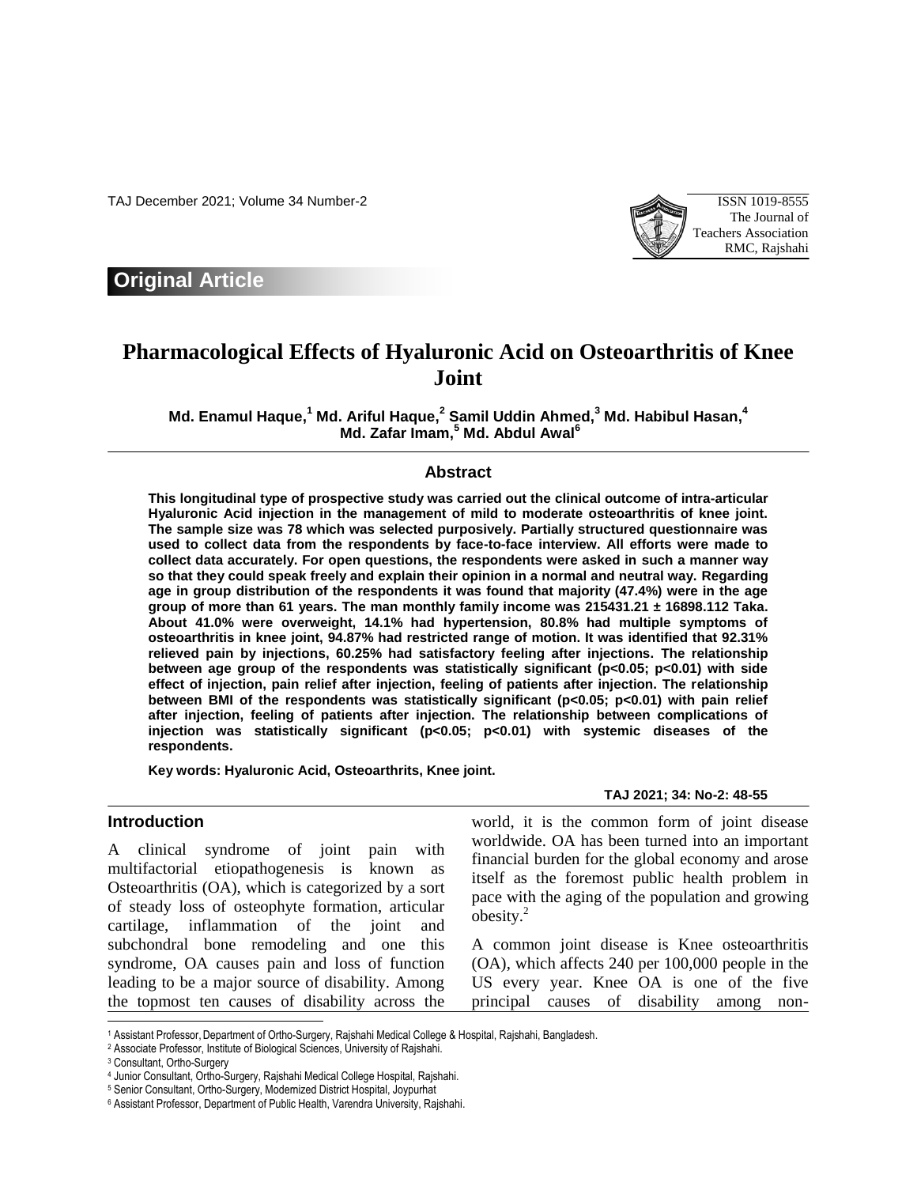## Original Article

# Pharmacological Effects of Hyaluronic Acid on Osteoarthritis of Knee Joint

**Md. Enamul Haque,[1] Md. Ariful Haque,[2] Samil Uddin Ahmed,[3] Md. Habibul Hasan,[4] Md. Zafar Imam,[5] Md. Abdul Awal[6]**

### Abstract

**This longitudinal type of prospective study was carried out the clinical outcome of intra-articular Hyaluronic Acid injection in the management of mild to moderate osteoarthritis of knee joint. The sample size was 78 which was selected purposively. Partially structured questionnaire was used to collect data from the respondents by face-to-face interview. All efforts were made to collect data accurately. For open questions, the respondents were asked in such a manner way so that they could speak freely and explain their opinion in a normal and neutral way. Regarding age in group distribution of the respondents it was found that majority (47.4%) were in the age group of more than 61 years. The man monthly family income was 215431.21 ± 16898.112 Taka. About 41.0% were overweight, 14.1% had hypertension, 80.8% had multiple symptoms of osteoarthritis in knee joint, 94.87% had restricted range of motion. It was identified that 92.31% relieved pain by injections, 60.25% had satisfactory feeling after injections. The relationship between age group of the respondents was statistically significant (p<0.05; p<0.01) with side effect of injection, pain relief after injection, feeling of patients after injection. The relationship between BMI of the respondents was statistically significant (p<0.05; p<0.01) with pain relief after injection, feeling of patients after injection. The relationship between complications of injection was statistically significant (p<0.05; p<0.01) with systemic diseases of the respondents.**

**Key words: Hyaluronic Acid, Osteoarthrits, Knee joint.**

### Introduction

A clinical syndrome of joint pain with multifactorial etiopathogenesis is known as Osteoarthritis (OA), which is categorized by a sort of steady loss of osteophyte formation, articular cartilage, inflammation of the joint and subchondral bone remodeling and one this syndrome, OA causes pain and loss of function leading to be a major source of disability. Among the topmost ten causes of disability across the world, it is the common form of joint disease worldwide. OA has been turned into an important financial burden for the global economy and arose itself as the foremost public health problem in pace with the aging of the population and growing obesity.[2]

A common joint disease is Knee osteoarthritis (OA), which affects 240 per 100,000 people in the US every year. Knee OA is one of the five principal causes of disability among non-

---

[1] Assistant Professor, Department of Ortho-Surgery, Rajshahi Medical College & Hospital, Rajshahi, Bangladesh.
[2] Associate Professor, Institute of Biological Sciences, University of Rajshahi.
[3] Consultant, Ortho-Surgery
[4] Junior Consultant, Ortho-Surgery, Rajshahi Medical College Hospital, Rajshahi.
[5] Senior Consultant, Ortho-Surgery, Modernized District Hospital, Joypurhat
[6] Assistant Professor, Department of Public Health, Varendra University, Rajshahi.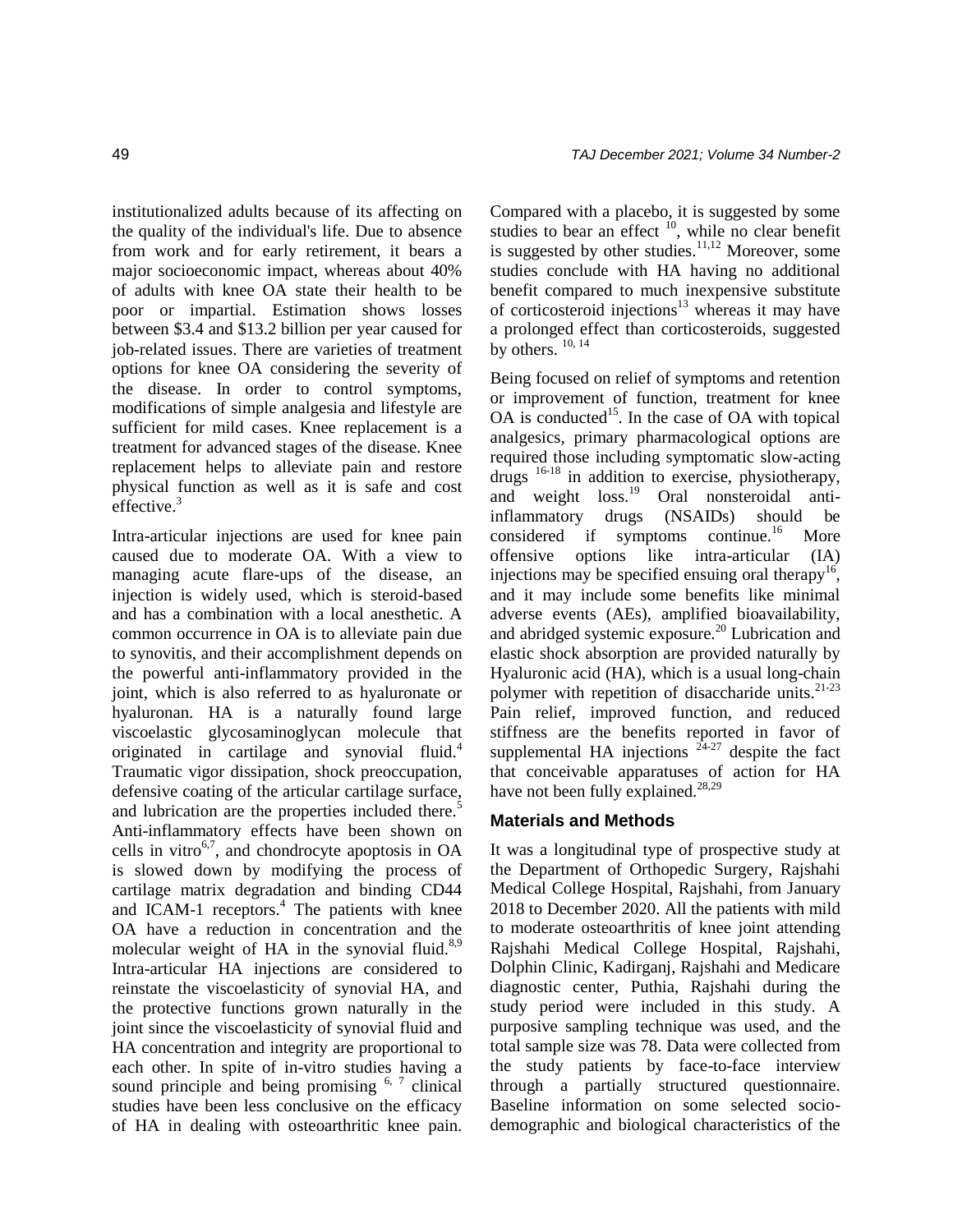institutionalized adults because of its affecting on the quality of the individual's life. Due to absence from work and for early retirement, it bears a major socioeconomic impact, whereas about 40% of adults with knee OA state their health to be poor or impartial. Estimation shows losses between $3.4 and $13.2 billion per year caused for job-related issues. There are varieties of treatment options for knee OA considering the severity of the disease. In order to control symptoms, modifications of simple analgesia and lifestyle are sufficient for mild cases. Knee replacement is a treatment for advanced stages of the disease. Knee replacement helps to alleviate pain and restore physical function as well as it is safe and cost effective.[3]

Intra-articular injections are used for knee pain caused due to moderate OA. With a view to managing acute flare-ups of the disease, an injection is widely used, which is steroid-based and has a combination with a local anesthetic. A common occurrence in OA is to alleviate pain due to synovitis, and their accomplishment depends on the powerful anti-inflammatory provided in the joint, which is also referred to as hyaluronate or hyaluronan. HA is a naturally found large viscoelastic glycosaminoglycan molecule that originated in cartilage and synovial fluid.[4] Traumatic vigor dissipation, shock preoccupation, defensive coating of the articular cartilage surface, and lubrication are the properties included there.[5] Anti-inflammatory effects have been shown on cells in vitro[6,7], and chondrocyte apoptosis in OA is slowed down by modifying the process of cartilage matrix degradation and binding CD44 and ICAM-1 receptors.[4] The patients with knee OA have a reduction in concentration and the molecular weight of HA in the synovial fluid.[8,9] Intra-articular HA injections are considered to reinstate the viscoelasticity of synovial HA, and the protective functions grown naturally in the joint since the viscoelasticity of synovial fluid and HA concentration and integrity are proportional to each other. In spite of in-vitro studies having a sound principle and being promising [6, 7] clinical studies have been less conclusive on the efficacy of HA in dealing with osteoarthritic knee pain. Compared with a placebo, it is suggested by some studies to bear an effect [10], while no clear benefit is suggested by other studies.[11,12] Moreover, some studies conclude with HA having no additional benefit compared to much inexpensive substitute of corticosteroid injections[13] whereas it may have a prolonged effect than corticosteroids, suggested by others. [10, 14]

Being focused on relief of symptoms and retention or improvement of function, treatment for knee OA is conducted[15]. In the case of OA with topical analgesics, primary pharmacological options are required those including symptomatic slow-acting drugs [16-18] in addition to exercise, physiotherapy, and weight loss.[19] Oral nonsteroidal anti-inflammatory drugs (NSAIDs) should be considered if symptoms continue.[16] More offensive options like intra-articular (IA) injections may be specified ensuing oral therapy[16], and it may include some benefits like minimal adverse events (AEs), amplified bioavailability, and abridged systemic exposure.[20] Lubrication and elastic shock absorption are provided naturally by Hyaluronic acid (HA), which is a usual long-chain polymer with repetition of disaccharide units.[21-23] Pain relief, improved function, and reduced stiffness are the benefits reported in favor of supplemental HA injections [24-27] despite the fact that conceivable apparatuses of action for HA have not been fully explained.[28,29]

## Materials and Methods

It was a longitudinal type of prospective study at the Department of Orthopedic Surgery, Rajshahi Medical College Hospital, Rajshahi, from January 2018 to December 2020. All the patients with mild to moderate osteoarthritis of knee joint attending Rajshahi Medical College Hospital, Rajshahi, Dolphin Clinic, Kadirganj, Rajshahi and Medicare diagnostic center, Puthia, Rajshahi during the study period were included in this study. A purposive sampling technique was used, and the total sample size was 78. Data were collected from the study patients by face-to-face interview through a partially structured questionnaire. Baseline information on some selected socio-demographic and biological characteristics of the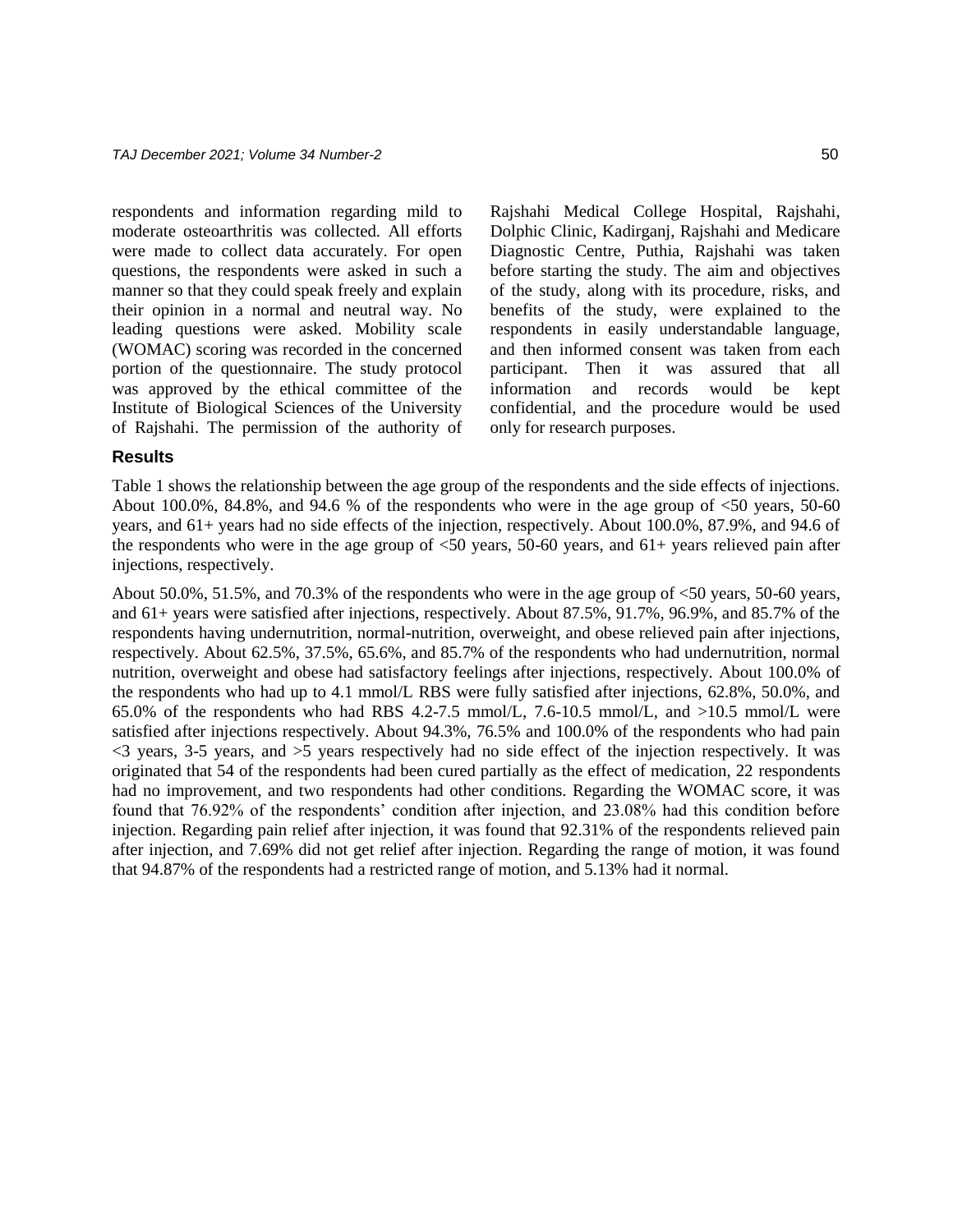respondents and information regarding mild to moderate osteoarthritis was collected. All efforts were made to collect data accurately. For open questions, the respondents were asked in such a manner so that they could speak freely and explain their opinion in a normal and neutral way. No leading questions were asked. Mobility scale (WOMAC) scoring was recorded in the concerned portion of the questionnaire. The study protocol was approved by the ethical committee of the Institute of Biological Sciences of the University of Rajshahi. The permission of the authority of Rajshahi Medical College Hospital, Rajshahi, Dolphic Clinic, Kadirganj, Rajshahi and Medicare Diagnostic Centre, Puthia, Rajshahi was taken before starting the study. The aim and objectives of the study, along with its procedure, risks, and benefits of the study, were explained to the respondents in easily understandable language, and then informed consent was taken from each participant. Then it was assured that all information and records would be kept confidential, and the procedure would be used only for research purposes.

## Results

Table 1 shows the relationship between the age group of the respondents and the side effects of injections. About 100.0%, 84.8%, and 94.6 % of the respondents who were in the age group of <50 years, 50-60 years, and 61+ years had no side effects of the injection, respectively. About 100.0%, 87.9%, and 94.6 of the respondents who were in the age group of <50 years, 50-60 years, and 61+ years relieved pain after injections, respectively.

About 50.0%, 51.5%, and 70.3% of the respondents who were in the age group of <50 years, 50-60 years, and 61+ years were satisfied after injections, respectively. About 87.5%, 91.7%, 96.9%, and 85.7% of the respondents having undernutrition, normal-nutrition, overweight, and obese relieved pain after injections, respectively. About 62.5%, 37.5%, 65.6%, and 85.7% of the respondents who had undernutrition, normal nutrition, overweight and obese had satisfactory feelings after injections, respectively. About 100.0% of the respondents who had up to 4.1 mmol/L RBS were fully satisfied after injections, 62.8%, 50.0%, and 65.0% of the respondents who had RBS 4.2-7.5 mmol/L, 7.6-10.5 mmol/L, and >10.5 mmol/L were satisfied after injections respectively. About 94.3%, 76.5% and 100.0% of the respondents who had pain <3 years, 3-5 years, and >5 years respectively had no side effect of the injection respectively. It was originated that 54 of the respondents had been cured partially as the effect of medication, 22 respondents had no improvement, and two respondents had other conditions. Regarding the WOMAC score, it was found that 76.92% of the respondents' condition after injection, and 23.08% had this condition before injection. Regarding pain relief after injection, it was found that 92.31% of the respondents relieved pain after injection, and 7.69% did not get relief after injection. Regarding the range of motion, it was found that 94.87% of the respondents had a restricted range of motion, and 5.13% had it normal.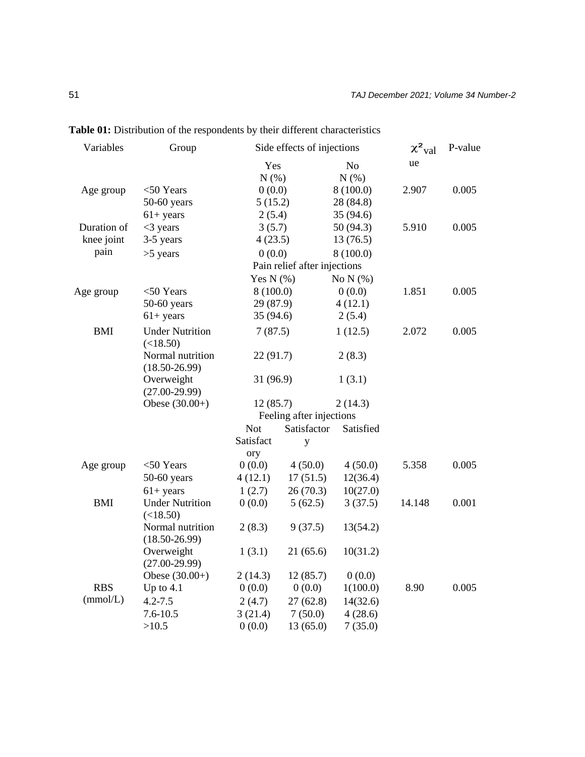**Table 01:** Distribution of the respondents by their different characteristics

| Variables | Group | Side effects of injections | | | $\chi^2$value | P-value |
|---|---|---|---|---|---|---|
| | | Yes N (%) | | No N (%) | | |
| Age group | <50 Years | 0 (0.0) | | 8 (100.0) | 2.907 | 0.005 |
| | 50-60 years | 5 (15.2) | | 28 (84.8) | | |
| | 61+ years | 2 (5.4) | | 35 (94.6) | | |
| Duration of knee joint pain | <3 years | 3 (5.7) | | 50 (94.3) | 5.910 | 0.005 |
| | 3-5 years | 4 (23.5) | | 13 (76.5) | | |
| | >5 years | 0 (0.0) | | 8 (100.0) | | |
| | | Pain relief after injections | | | | |
| | | Yes N (%) | | No N (%) | | |
| Age group | <50 Years | 8 (100.0) | | 0 (0.0) | 1.851 | 0.005 |
| | 50-60 years | 29 (87.9) | | 4 (12.1) | | |
| | 61+ years | 35 (94.6) | | 2 (5.4) | | |
| BMI | Under Nutrition (<18.50) | 7 (87.5) | | 1 (12.5) | 2.072 | 0.005 |
| | Normal nutrition (18.50-26.99) | 22 (91.7) | | 2 (8.3) | | |
| | Overweight (27.00-29.99) | 31 (96.9) | | 1 (3.1) | | |
| | Obese (30.00+) | 12 (85.7) | | 2 (14.3) | | |
| | | Feeling after injections | | | | |
| | | Not Satisfactory | Satisfactory | Satisfied | | |
| Age group | <50 Years | 0 (0.0) | 4 (50.0) | 4 (50.0) | 5.358 | 0.005 |
| | 50-60 years | 4 (12.1) | 17 (51.5) | 12(36.4) | | |
| | 61+ years | 1 (2.7) | 26 (70.3) | 10(27.0) | | |
| BMI | Under Nutrition (<18.50) | 0 (0.0) | 5 (62.5) | 3 (37.5) | 14.148 | 0.001 |
| | Normal nutrition (18.50-26.99) | 2 (8.3) | 9 (37.5) | 13(54.2) | | |
| | Overweight (27.00-29.99) | 1 (3.1) | 21 (65.6) | 10(31.2) | | |
| | Obese (30.00+) | 2 (14.3) | 12 (85.7) | 0 (0.0) | | |
| RBS (mmol/L) | Up to 4.1 | 0 (0.0) | 0 (0.0) | 1(100.0) | 8.90 | 0.005 |
| | 4.2-7.5 | 2 (4.7) | 27 (62.8) | 14(32.6) | | |
| | 7.6-10.5 | 3 (21.4) | 7 (50.0) | 4 (28.6) | | |
| | >10.5 | 0 (0.0) | 13 (65.0) | 7 (35.0) | | |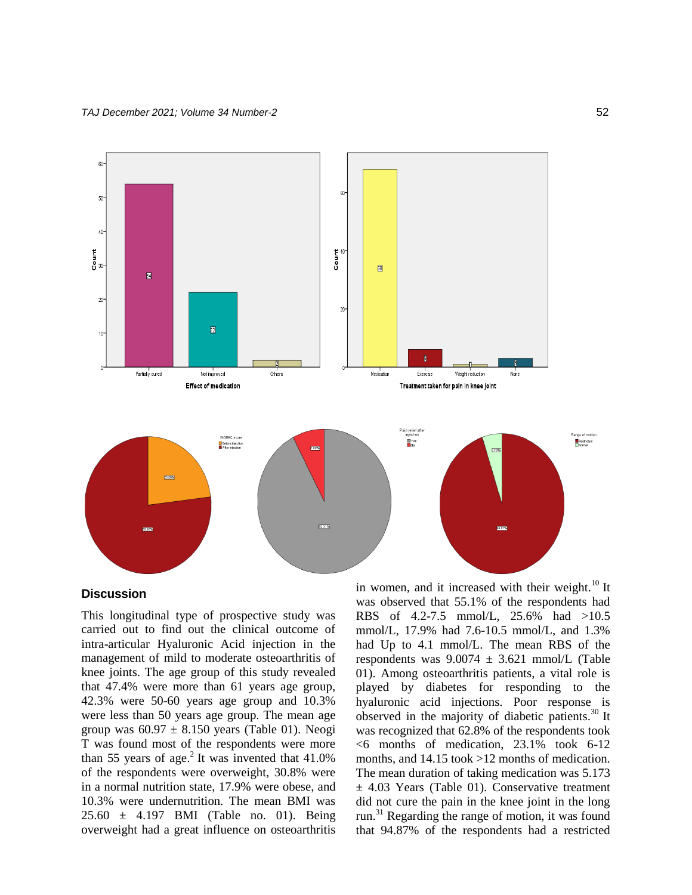## Discussion

This longitudinal type of prospective study was carried out to find out the clinical outcome of intra-articular Hyaluronic Acid injection in the management of mild to moderate osteoarthritis of knee joints. The age group of this study revealed that 47.4% were more than 61 years age group, 42.3% were 50-60 years age group and 10.3% were less than 50 years age group. The mean age group was 60.97 ± 8.150 years (Table 01). Neogi T was found most of the respondents were more than 55 years of age.[2] It was invented that 41.0% of the respondents were overweight, 30.8% were in a normal nutrition state, 17.9% were obese, and 10.3% were undernutrition. The mean BMI was 25.60 ± 4.197 BMI (Table no. 01). Being overweight had a great influence on osteoarthritis in women, and it increased with their weight.[10] It was observed that 55.1% of the respondents had RBS of 4.2-7.5 mmol/L, 25.6% had >10.5 mmol/L, 17.9% had 7.6-10.5 mmol/L, and 1.3% had Up to 4.1 mmol/L. The mean RBS of the respondents was 9.0074 ± 3.621 mmol/L (Table 01). Among osteoarthritis patients, a vital role is played by diabetes for responding to the hyaluronic acid injections. Poor response is observed in the majority of diabetic patients.[30] It was recognized that 62.8% of the respondents took <6 months of medication, 23.1% took 6-12 months, and 14.15 took >12 months of medication. The mean duration of taking medication was 5.173 ± 4.03 Years (Table 01). Conservative treatment did not cure the pain in the knee joint in the long run.[31] Regarding the range of motion, it was found that 94.87% of the respondents had a restricted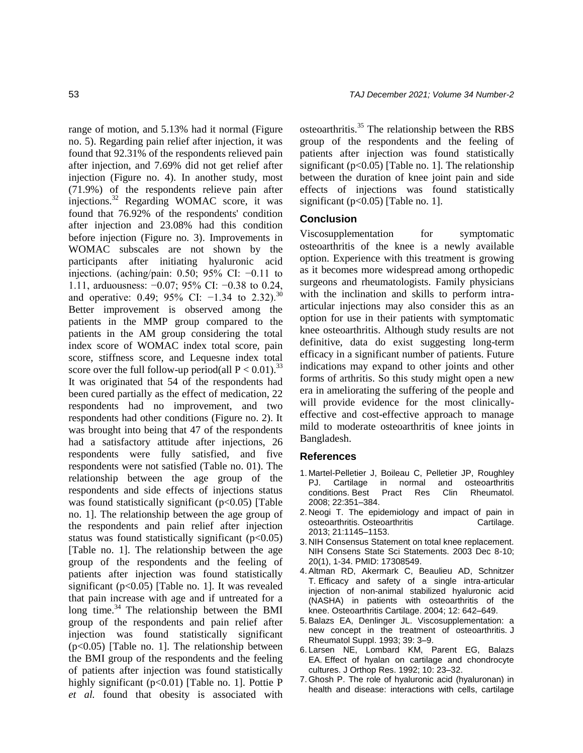range of motion, and 5.13% had it normal (Figure no. 5). Regarding pain relief after injection, it was found that 92.31% of the respondents relieved pain after injection, and 7.69% did not get relief after injection (Figure no. 4). In another study, most (71.9%) of the respondents relieve pain after injections.[32] Regarding WOMAC score, it was found that 76.92% of the respondents' condition after injection and 23.08% had this condition before injection (Figure no. 3). Improvements in WOMAC subscales are not shown by the participants after initiating hyaluronic acid injections. (aching/pain: 0.50; 95% CI: −0.11 to 1.11, arduousness: −0.07; 95% CI: −0.38 to 0.24, and operative: 0.49; 95% CI: −1.34 to 2.32).[30] Better improvement is observed among the patients in the MMP group compared to the patients in the AM group considering the total index score of WOMAC index total score, pain score, stiffness score, and Lequesne index total score over the full follow-up period(all $P < 0.01$).[33] It was originated that 54 of the respondents had been cured partially as the effect of medication, 22 respondents had no improvement, and two respondents had other conditions (Figure no. 2). It was brought into being that 47 of the respondents had a satisfactory attitude after injections, 26 respondents were fully satisfied, and five respondents were not satisfied (Table no. 01). The relationship between the age group of the respondents and side effects of injections status was found statistically significant ($p<0.05$) [Table no. 1]. The relationship between the age group of the respondents and pain relief after injection status was found statistically significant ($p<0.05$) [Table no. 1]. The relationship between the age group of the respondents and the feeling of patients after injection was found statistically significant ($p<0.05$) [Table no. 1]. It was revealed that pain increase with age and if untreated for a long time.[34] The relationship between the BMI group of the respondents and pain relief after injection was found statistically significant ($p<0.05$) [Table no. 1]. The relationship between the BMI group of the respondents and the feeling of patients after injection was found statistically highly significant ($p<0.01$) [Table no. 1]. Pottie P *et al.* found that obesity is associated with osteoarthritis.[35] The relationship between the RBS group of the respondents and the feeling of patients after injection was found statistically significant ($p<0.05$) [Table no. 1]. The relationship between the duration of knee joint pain and side effects of injections was found statistically significant ($p<0.05$) [Table no. 1].

## Conclusion

Viscosupplementation for symptomatic osteoarthritis of the knee is a newly available option. Experience with this treatment is growing as it becomes more widespread among orthopedic surgeons and rheumatologists. Family physicians with the inclination and skills to perform intra-articular injections may also consider this as an option for use in their patients with symptomatic knee osteoarthritis. Although study results are not definitive, data do exist suggesting long-term efficacy in a significant number of patients. Future indications may expand to other joints and other forms of arthritis. So this study might open a new era in ameliorating the suffering of the people and will provide evidence for the most clinically-effective and cost-effective approach to manage mild to moderate osteoarthritis of knee joints in Bangladesh.

## References

1. Martel-Pelletier J, Boileau C, Pelletier JP, Roughley PJ. Cartilage in normal and osteoarthritis conditions. Best Pract Res Clin Rheumatol. 2008; 22:351–384.
2. Neogi T. The epidemiology and impact of pain in osteoarthritis. Osteoarthritis Cartilage. 2013; 21:1145–1153.
3. NIH Consensus Statement on total knee replacement. NIH Consens State Sci Statements. 2003 Dec 8-10; 20(1), 1-34. PMID: 17308549.
4. Altman RD, Akermark C, Beaulieu AD, Schnitzer T. Efficacy and safety of a single intra-articular injection of non-animal stabilized hyaluronic acid (NASHA) in patients with osteoarthritis of the knee. Osteoarthritis Cartilage. 2004; 12: 642–649.
5. Balazs EA, Denlinger JL. Viscosupplementation: a new concept in the treatment of osteoarthritis. J Rheumatol Suppl. 1993; 39: 3–9.
6. Larsen NE, Lombard KM, Parent EG, Balazs EA. Effect of hylan on cartilage and chondrocyte cultures. J Orthop Res. 1992; 10: 23–32.
7. Ghosh P. The role of hyaluronic acid (hyaluronan) in health and disease: interactions with cells, cartilage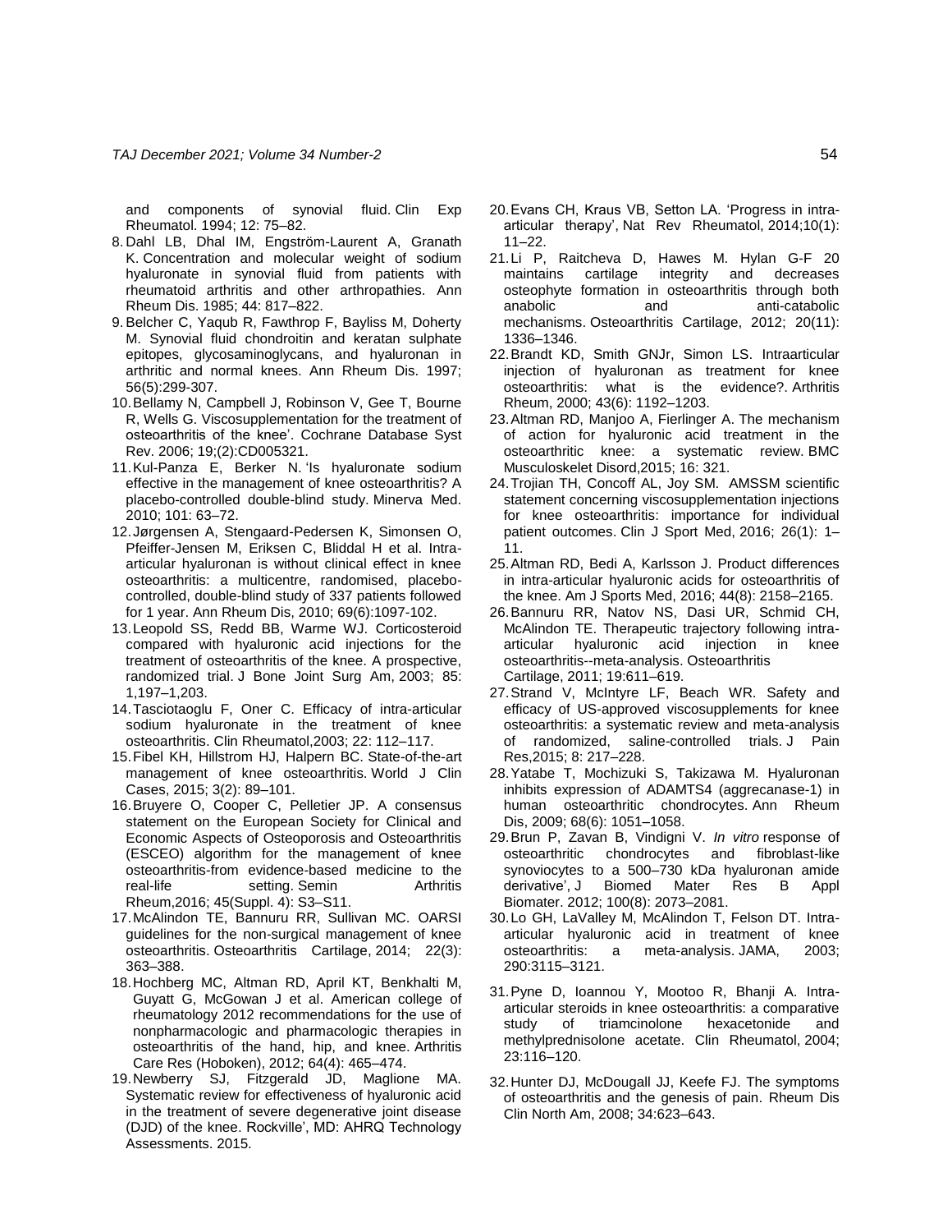and components of synovial fluid. Clin Exp Rheumatol. 1994; 12: 75–82.

8. Dahl LB, Dhal IM, Engström-Laurent A, Granath K. Concentration and molecular weight of sodium hyaluronate in synovial fluid from patients with rheumatoid arthritis and other arthropathies. Ann Rheum Dis. 1985; 44: 817–822.
9. Belcher C, Yaqub R, Fawthrop F, Bayliss M, Doherty M. Synovial fluid chondroitin and keratan sulphate epitopes, glycosaminoglycans, and hyaluronan in arthritic and normal knees. Ann Rheum Dis. 1997; 56(5):299-307.
10. Bellamy N, Campbell J, Robinson V, Gee T, Bourne R, Wells G. Viscosupplementation for the treatment of osteoarthritis of the knee'. Cochrane Database Syst Rev. 2006; 19;(2):CD005321.
11. Kul-Panza E, Berker N. 'Is hyaluronate sodium effective in the management of knee osteoarthritis? A placebo-controlled double-blind study. Minerva Med. 2010; 101: 63–72.
12. Jørgensen A, Stengaard-Pedersen K, Simonsen O, Pfeiffer-Jensen M, Eriksen C, Bliddal H et al. Intra-articular hyaluronan is without clinical effect in knee osteoarthritis: a multicentre, randomised, placebo-controlled, double-blind study of 337 patients followed for 1 year. Ann Rheum Dis, 2010; 69(6):1097-102.
13. Leopold SS, Redd BB, Warme WJ. Corticosteroid compared with hyaluronic acid injections for the treatment of osteoarthritis of the knee. A prospective, randomized trial. J Bone Joint Surg Am, 2003; 85: 1,197–1,203.
14. Tasciotaoglu F, Oner C. Efficacy of intra-articular sodium hyaluronate in the treatment of knee osteoarthritis. Clin Rheumatol,2003; 22: 112–117.
15. Fibel KH, Hillstrom HJ, Halpern BC. State-of-the-art management of knee osteoarthritis. World J Clin Cases, 2015; 3(2): 89–101.
16. Bruyere O, Cooper C, Pelletier JP. A consensus statement on the European Society for Clinical and Economic Aspects of Osteoporosis and Osteoarthritis (ESCEO) algorithm for the management of knee osteoarthritis-from evidence-based medicine to the real-life setting. Semin Arthritis Rheum,2016; 45(Suppl. 4): S3–S11.
17. McAlindon TE, Bannuru RR, Sullivan MC. OARSI guidelines for the non-surgical management of knee osteoarthritis. Osteoarthritis Cartilage, 2014; 22(3): 363–388.
18. Hochberg MC, Altman RD, April KT, Benkhalti M, Guyatt G, McGowan J et al. American college of rheumatology 2012 recommendations for the use of nonpharmacologic and pharmacologic therapies in osteoarthritis of the hand, hip, and knee. Arthritis Care Res (Hoboken), 2012; 64(4): 465–474.
19. Newberry SJ, Fitzgerald JD, Maglione MA. Systematic review for effectiveness of hyaluronic acid in the treatment of severe degenerative joint disease (DJD) of the knee. Rockville', MD: AHRQ Technology Assessments. 2015.
20. Evans CH, Kraus VB, Setton LA. 'Progress in intra-articular therapy', Nat Rev Rheumatol, 2014;10(1): 11–22.
21. Li P, Raitcheva D, Hawes M. Hylan G-F 20 maintains cartilage integrity and decreases osteophyte formation in osteoarthritis through both anabolic and anti-catabolic mechanisms. Osteoarthritis Cartilage, 2012; 20(11): 1336–1346.
22. Brandt KD, Smith GNJr, Simon LS. Intraarticular injection of hyaluronan as treatment for knee osteoarthritis: what is the evidence?. Arthritis Rheum, 2000; 43(6): 1192–1203.
23. Altman RD, Manjoo A, Fierlinger A. The mechanism of action for hyaluronic acid treatment in the osteoarthritic knee: a systematic review. BMC Musculoskelet Disord,2015; 16: 321.
24. Trojian TH, Concoff AL, Joy SM. AMSSM scientific statement concerning viscosupplementation injections for knee osteoarthritis: importance for individual patient outcomes. Clin J Sport Med, 2016; 26(1): 1–11.
25. Altman RD, Bedi A, Karlsson J. Product differences in intra-articular hyaluronic acids for osteoarthritis of the knee. Am J Sports Med, 2016; 44(8): 2158–2165.
26. Bannuru RR, Natov NS, Dasi UR, Schmid CH, McAlindon TE. Therapeutic trajectory following intra-articular hyaluronic acid injection in knee osteoarthritis--meta-analysis. Osteoarthritis Cartilage, 2011; 19:611–619.
27. Strand V, McIntyre LF, Beach WR. Safety and efficacy of US-approved viscosupplements for knee osteoarthritis: a systematic review and meta-analysis of randomized, saline-controlled trials. J Pain Res,2015; 8: 217–228.
28. Yatabe T, Mochizuki S, Takizawa M. Hyaluronan inhibits expression of ADAMTS4 (aggrecanase-1) in human osteoarthritic chondrocytes. Ann Rheum Dis, 2009; 68(6): 1051–1058.
29. Brun P, Zavan B, Vindigni V. *In vitro* response of osteoarthritic chondrocytes and fibroblast-like synoviocytes to a 500–730 kDa hyaluronan amide derivative', J Biomed Mater Res B Appl Biomater. 2012; 100(8): 2073–2081.
30. Lo GH, LaValley M, McAlindon T, Felson DT. Intra-articular hyaluronic acid in treatment of knee osteoarthritis: a meta-analysis. JAMA, 2003; 290:3115–3121.
31. Pyne D, Ioannou Y, Mootoo R, Bhanji A. Intra-articular steroids in knee osteoarthritis: a comparative study of triamcinolone hexacetonide and methylprednisolone acetate. Clin Rheumatol, 2004; 23:116–120.
32. Hunter DJ, McDougall JJ, Keefe FJ. The symptoms of osteoarthritis and the genesis of pain. Rheum Dis Clin North Am, 2008; 34:623–643.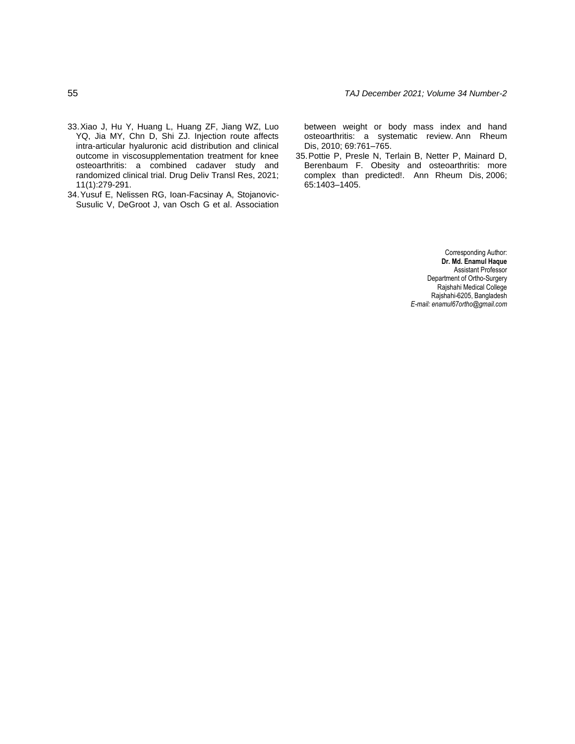33. Xiao J, Hu Y, Huang L, Huang ZF, Jiang WZ, Luo YQ, Jia MY, Chn D, Shi ZJ. Injection route affects intra-articular hyaluronic acid distribution and clinical outcome in viscosupplementation treatment for knee osteoarthritis: a combined cadaver study and randomized clinical trial. Drug Deliv Transl Res, 2021; 11(1):279-291.
34. Yusuf E, Nelissen RG, Ioan-Facsinay A, Stojanovic-Susulic V, DeGroot J, van Osch G et al. Association between weight or body mass index and hand osteoarthritis: a systematic review. Ann Rheum Dis, 2010; 69:761–765.
35. Pottie P, Presle N, Terlain B, Netter P, Mainard D, Berenbaum F. Obesity and osteoarthritis: more complex than predicted!. Ann Rheum Dis, 2006; 65:1403–1405.

Corresponding Author:
**Dr. Md. Enamul Haque**
Assistant Professor
Department of Ortho-Surgery
Rajshahi Medical College
Rajshahi-6205, Bangladesh
*E-mail: enamul67ortho@gmail.com*